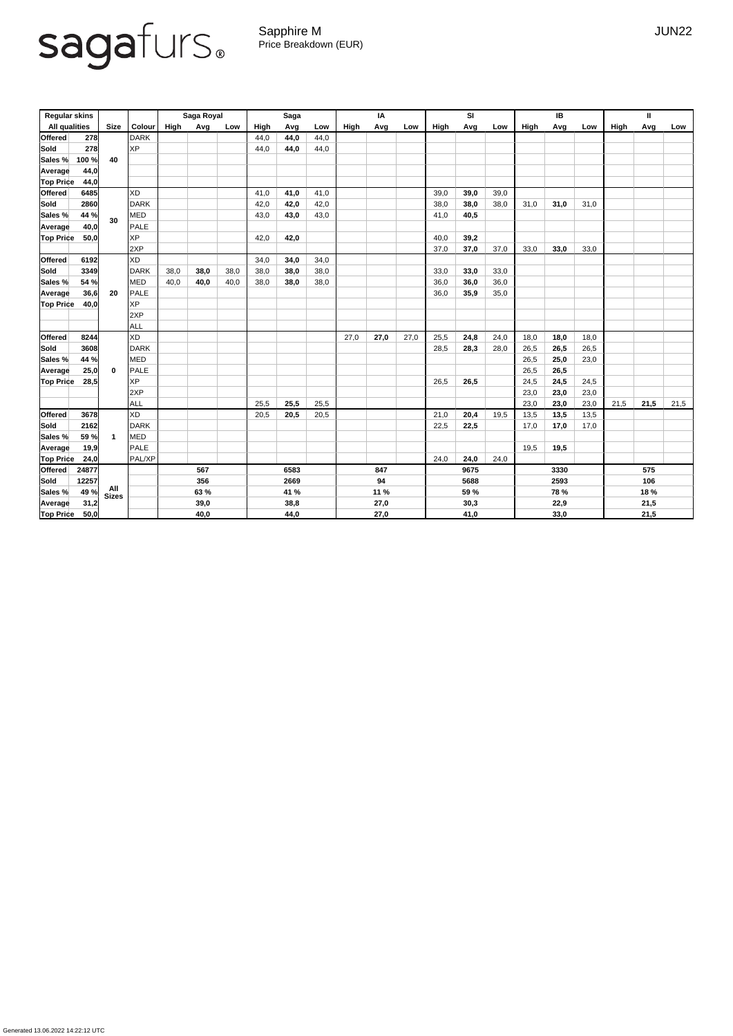sagafurs®

Sapphire M
Price Breakdown (EUR)

JUN22

| Regular skins | | | | Saga Royal | | | Saga | | | IA | | | SI | | | IB | | | II | | |
|---|---|---|---|---|---|---|---|---|---|---|---|---|---|---|---|---|---|---|---|---|---|
| All qualities | | Size | Colour | High | Avg | Low | High | Avg | Low | High | Avg | Low | High | Avg | Low | High | Avg | Low | High | Avg | Low |
| Offered | 278 | 40 | DARK | | | | 44,0 | **44,0** | 44,0 | | | | | | | | | | | | |
| Sold | 278 | | XP | | | | 44,0 | **44,0** | 44,0 | | | | | | | | | | | | |
| Sales % | 100 % | | | | | | | | | | | | | | | | | | | | |
| Average | 44,0 | | | | | | | | | | | | | | | | | | | | |
| Top Price | 44,0 | | | | | | | | | | | | | | | | | | | | |
| Offered | 6485 | 30 | XD | | | | 41,0 | **41,0** | 41,0 | | | | 39,0 | **39,0** | 39,0 | | | | | | |
| Sold | 2860 | | DARK | | | | 42,0 | **42,0** | 42,0 | | | | 38,0 | **38,0** | 38,0 | 31,0 | **31,0** | 31,0 | | | |
| Sales % | 44 % | | MED | | | | 43,0 | **43,0** | 43,0 | | | | 41,0 | **40,5** | | | | | | | |
| Average | 40,0 | | PALE | | | | | | | | | | | | | | | | | | |
| Top Price | 50,0 | | XP | | | | 42,0 | **42,0** | | | | | 40,0 | **39,2** | | | | | | | |
| | | | 2XP | | | | | | | | | | 37,0 | **37,0** | 37,0 | 33,0 | **33,0** | 33,0 | | | |
| Offered | 6192 | 20 | XD | | | | 34,0 | **34,0** | 34,0 | | | | | | | | | | | | |
| Sold | 3349 | | DARK | 38,0 | **38,0** | 38,0 | 38,0 | **38,0** | 38,0 | | | | 33,0 | **33,0** | 33,0 | | | | | | |
| Sales % | 54 % | | MED | 40,0 | **40,0** | 40,0 | 38,0 | **38,0** | 38,0 | | | | 36,0 | **36,0** | 36,0 | | | | | | |
| Average | 36,6 | | PALE | | | | | | | | | | 36,0 | **35,9** | 35,0 | | | | | | |
| Top Price | 40,0 | | XP | | | | | | | | | | | | | | | | | | |
| | | | 2XP | | | | | | | | | | | | | | | | | | |
| | | | ALL | | | | | | | | | | | | | | | | | | |
| Offered | 8244 | 0 | XD | | | | | | | 27,0 | **27,0** | 27,0 | 25,5 | **24,8** | 24,0 | 18,0 | **18,0** | 18,0 | | | |
| Sold | 3608 | | DARK | | | | | | | | | | 28,5 | **28,3** | 28,0 | 26,5 | **26,5** | 26,5 | | | |
| Sales % | 44 % | | MED | | | | | | | | | | | | | 26,5 | **25,0** | 23,0 | | | |
| Average | 25,0 | | PALE | | | | | | | | | | | | | 26,5 | **26,5** | | | | |
| Top Price | 28,5 | | XP | | | | | | | | | | 26,5 | **26,5** | | 24,5 | **24,5** | 24,5 | | | |
| | | | 2XP | | | | | | | | | | | | | 23,0 | **23,0** | 23,0 | | | |
| | | | ALL | | | | 25,5 | **25,5** | 25,5 | | | | | | | 23,0 | **23,0** | 23,0 | 21,5 | **21,5** | 21,5 |
| Offered | 3678 | 1 | XD | | | | 20,5 | **20,5** | 20,5 | | | | 21,0 | **20,4** | 19,5 | 13,5 | **13,5** | 13,5 | | | |
| Sold | 2162 | | DARK | | | | | | | | | | 22,5 | **22,5** | | 17,0 | **17,0** | 17,0 | | | |
| Sales % | 59 % | | MED | | | | | | | | | | | | | | | | | | |
| Average | 19,9 | | PALE | | | | | | | | | | | | | 19,5 | **19,5** | | | | |
| Top Price | 24,0 | | PAL/XP | | | | | | | | | | 24,0 | **24,0** | 24,0 | | | | | | |
| Offered | 24877 | All Sizes | | | **567** | | | **6583** | | | **847** | | | **9675** | | | **3330** | | | **575** | |
| Sold | 12257 | | | | **356** | | | **2669** | | | **94** | | | **5688** | | | **2593** | | | **106** | |
| Sales % | 49 % | | | | **63 %** | | | **41 %** | | | **11 %** | | | **59 %** | | | **78 %** | | | **18 %** | |
| Average | 31,2 | | | | **39,0** | | | **38,8** | | | **27,0** | | | **30,3** | | | **22,9** | | | **21,5** | |
| Top Price | 50,0 | | | | **40,0** | | | **44,0** | | | **27,0** | | | **41,0** | | | **33,0** | | | **21,5** | |

Generated 13.06.2022 14:22:12 UTC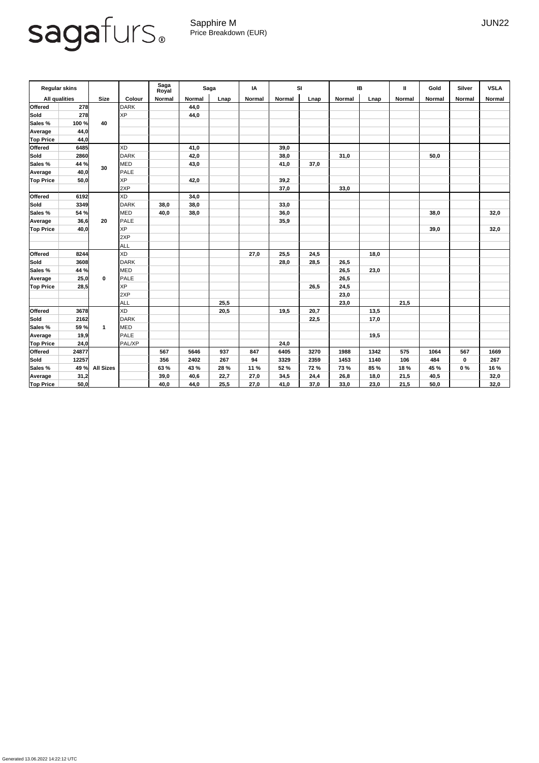sagafurs®

Sapphire M
Price Breakdown (EUR)

JUN22

| Regular skins | | Size | Colour | Saga Royal | Saga | | IA | SI | | IB | | II | Gold | Silver | VSLA |
|---|---|---|---|---|---|---|---|---|---|---|---|---|---|---|---|
| All qualities | | | | Normal | Normal | Lnap | Normal | Normal | Lnap | Normal | Lnap | Normal | Normal | Normal | Normal |
| Offered | 278 | 40 | DARK | | 44,0 | | | | | | | | | | |
| Sold | 278 | | XP | | 44,0 | | | | | | | | | | |
| Sales % | 100 % | | | | | | | | | | | | | | |
| Average | 44,0 | | | | | | | | | | | | | | |
| Top Price | 44,0 | | | | | | | | | | | | | | |
| Offered | 6485 | 30 | XD | | 41,0 | | | 39,0 | | | | | | | |
| Sold | 2860 | | DARK | | 42,0 | | | 38,0 | | 31,0 | | | 50,0 | | |
| Sales % | 44 % | | MED | | 43,0 | | | 41,0 | 37,0 | | | | | | |
| Average | 40,0 | | PALE | | | | | | | | | | | | |
| Top Price | 50,0 | | XP | | 42,0 | | | 39,2 | | | | | | | |
| | | | 2XP | | | | | 37,0 | | 33,0 | | | | | |
| Offered | 6192 | 20 | XD | | 34,0 | | | | | | | | | | |
| Sold | 3349 | | DARK | 38,0 | 38,0 | | | 33,0 | | | | | | | |
| Sales % | 54 % | | MED | 40,0 | 38,0 | | | 36,0 | | | | | 38,0 | | 32,0 |
| Average | 36,6 | | PALE | | | | | 35,9 | | | | | | | |
| Top Price | 40,0 | | XP | | | | | | | | | | 39,0 | | 32,0 |
| | | | 2XP | | | | | | | | | | | | |
| | | | ALL | | | | | | | | | | | | |
| Offered | 8244 | 0 | XD | | | | 27,0 | 25,5 | 24,5 | | 18,0 | | | | |
| Sold | 3608 | | DARK | | | | | 28,0 | 28,5 | 26,5 | | | | | |
| Sales % | 44 % | | MED | | | | | | | 26,5 | 23,0 | | | | |
| Average | 25,0 | | PALE | | | | | | | 26,5 | | | | | |
| Top Price | 28,5 | | XP | | | | | | 26,5 | 24,5 | | | | | |
| | | | 2XP | | | | | | | 23,0 | | | | | |
| | | | ALL | | | 25,5 | | | | 23,0 | | 21,5 | | | |
| Offered | 3678 | 1 | XD | | | 20,5 | | 19,5 | 20,7 | | 13,5 | | | | |
| Sold | 2162 | | DARK | | | | | | 22,5 | | 17,0 | | | | |
| Sales % | 59 % | | MED | | | | | | | | | | | | |
| Average | 19,9 | | PALE | | | | | | | | 19,5 | | | | |
| Top Price | 24,0 | | PAL/XP | | | | | 24,0 | | | | | | | |
| Offered | 24877 | All Sizes | | 567 | 5646 | 937 | 847 | 6405 | 3270 | 1988 | 1342 | 575 | 1064 | 567 | 1669 |
| Sold | 12257 | | | 356 | 2402 | 267 | 94 | 3329 | 2359 | 1453 | 1140 | 106 | 484 | 0 | 267 |
| Sales % | 49 % | | | 63 % | 43 % | 28 % | 11 % | 52 % | 72 % | 73 % | 85 % | 18 % | 45 % | 0 % | 16 % |
| Average | 31,2 | | | 39,0 | 40,6 | 22,7 | 27,0 | 34,5 | 24,4 | 26,8 | 18,0 | 21,5 | 40,5 | | 32,0 |
| Top Price | 50,0 | | | 40,0 | 44,0 | 25,5 | 27,0 | 41,0 | 37,0 | 33,0 | 23,0 | 21,5 | 50,0 | | 32,0 |

Generated 13.06.2022 14:22:12 UTC